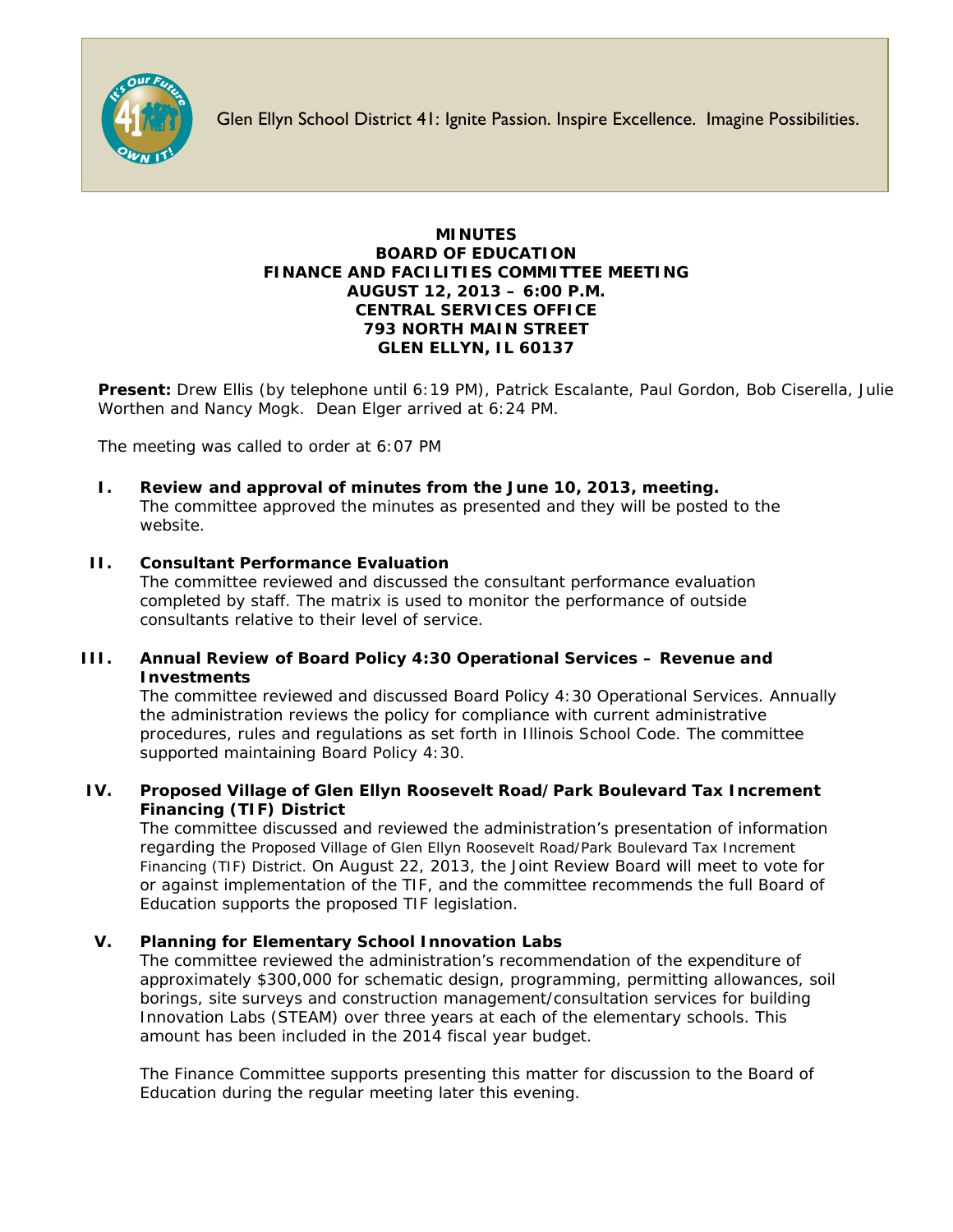Glen Ellyn School District 41: Ignite Passion. Inspire Excellence. Imagine Possibilities.

# MINUTES
## BOARD OF EDUCATION
## FINANCE AND FACILITIES COMMITTEE MEETING
## AUGUST 12, 2013 – 6:00 P.M.
## CENTRAL SERVICES OFFICE
## 793 NORTH MAIN STREET
## GLEN ELLYN, IL 60137

**Present:** Drew Ellis (by telephone until 6:19 PM), Patrick Escalante, Paul Gordon, Bob Ciserella, Julie Worthen and Nancy Mogk. Dean Elger arrived at 6:24 PM.

The meeting was called to order at 6:07 PM

**I. Review and approval of minutes from the June 10, 2013, meeting.**
The committee approved the minutes as presented and they will be posted to the website.

**II. Consultant Performance Evaluation**
The committee reviewed and discussed the consultant performance evaluation completed by staff. The matrix is used to monitor the performance of outside consultants relative to their level of service.

**III. Annual Review of Board Policy 4:30 Operational Services – Revenue and Investments**
The committee reviewed and discussed Board Policy 4:30 Operational Services. Annually the administration reviews the policy for compliance with current administrative procedures, rules and regulations as set forth in Illinois School Code. The committee supported maintaining Board Policy 4:30.

**IV. Proposed Village of Glen Ellyn Roosevelt Road/Park Boulevard Tax Increment Financing (TIF) District**
The committee discussed and reviewed the administration's presentation of information regarding the Proposed Village of Glen Ellyn Roosevelt Road/Park Boulevard Tax Increment Financing (TIF) District. On August 22, 2013, the Joint Review Board will meet to vote for or against implementation of the TIF, and the committee recommends the full Board of Education supports the proposed TIF legislation.

**V. Planning for Elementary School Innovation Labs**
The committee reviewed the administration's recommendation of the expenditure of approximately $300,000 for schematic design, programming, permitting allowances, soil borings, site surveys and construction management/consultation services for building Innovation Labs (STEAM) over three years at each of the elementary schools. This amount has been included in the 2014 fiscal year budget.

The Finance Committee supports presenting this matter for discussion to the Board of Education during the regular meeting later this evening.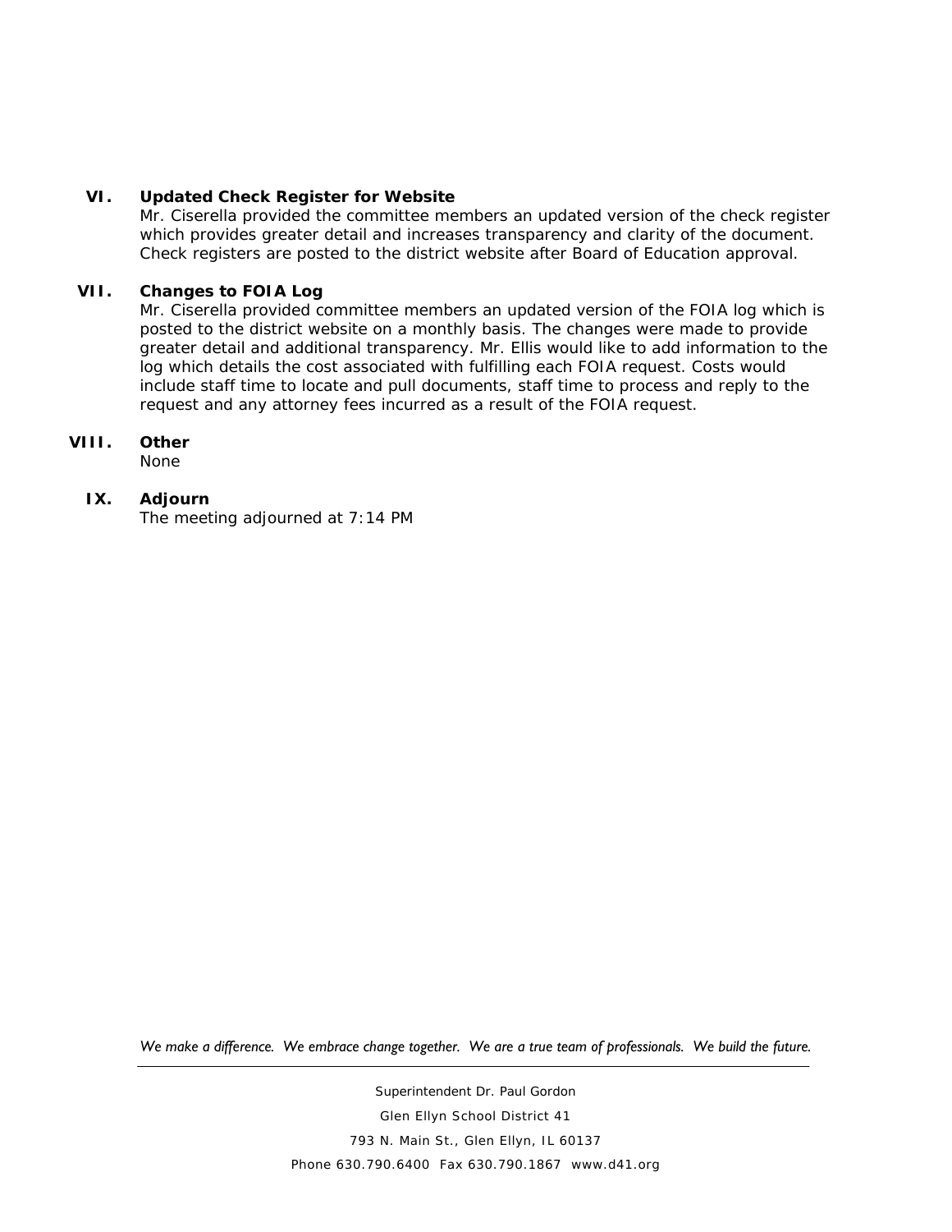**VI. Updated Check Register for Website**

Mr. Ciserella provided the committee members an updated version of the check register which provides greater detail and increases transparency and clarity of the document. Check registers are posted to the district website after Board of Education approval.

**VII. Changes to FOIA Log**

Mr. Ciserella provided committee members an updated version of the FOIA log which is posted to the district website on a monthly basis. The changes were made to provide greater detail and additional transparency. Mr. Ellis would like to add information to the log which details the cost associated with fulfilling each FOIA request. Costs would include staff time to locate and pull documents, staff time to process and reply to the request and any attorney fees incurred as a result of the FOIA request.

**VIII. Other**

None

**IX. Adjourn**

The meeting adjourned at 7:14 PM

*We make a difference. We embrace change together. We are a true team of professionals. We build the future.*

Superintendent Dr. Paul Gordon

Glen Ellyn School District 41

793 N. Main St., Glen Ellyn, IL 60137

Phone 630.790.6400 Fax 630.790.1867 www.d41.org